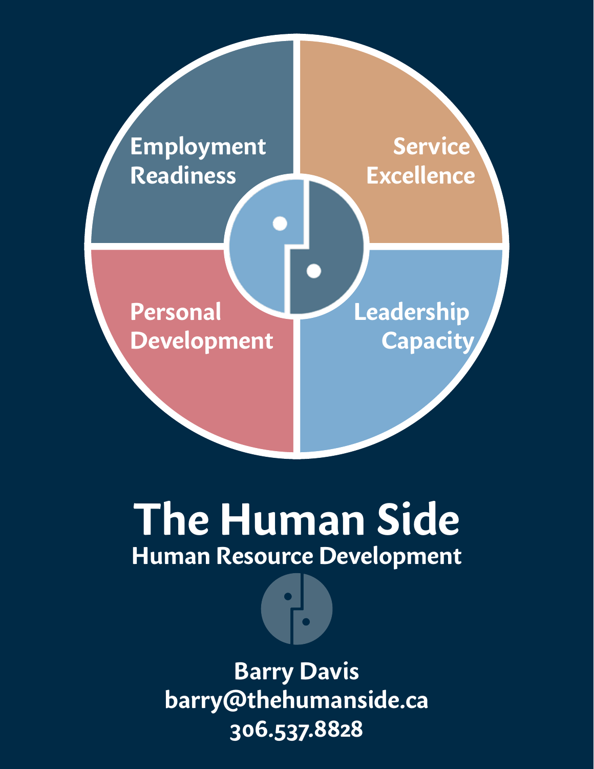Employment Readiness

Service Excellence

Personal Development

Leadership Capacity

# The Human Side

## Human Resource Development

**Barry Davis**
**barry@thehumanside.ca**
**306.537.8828**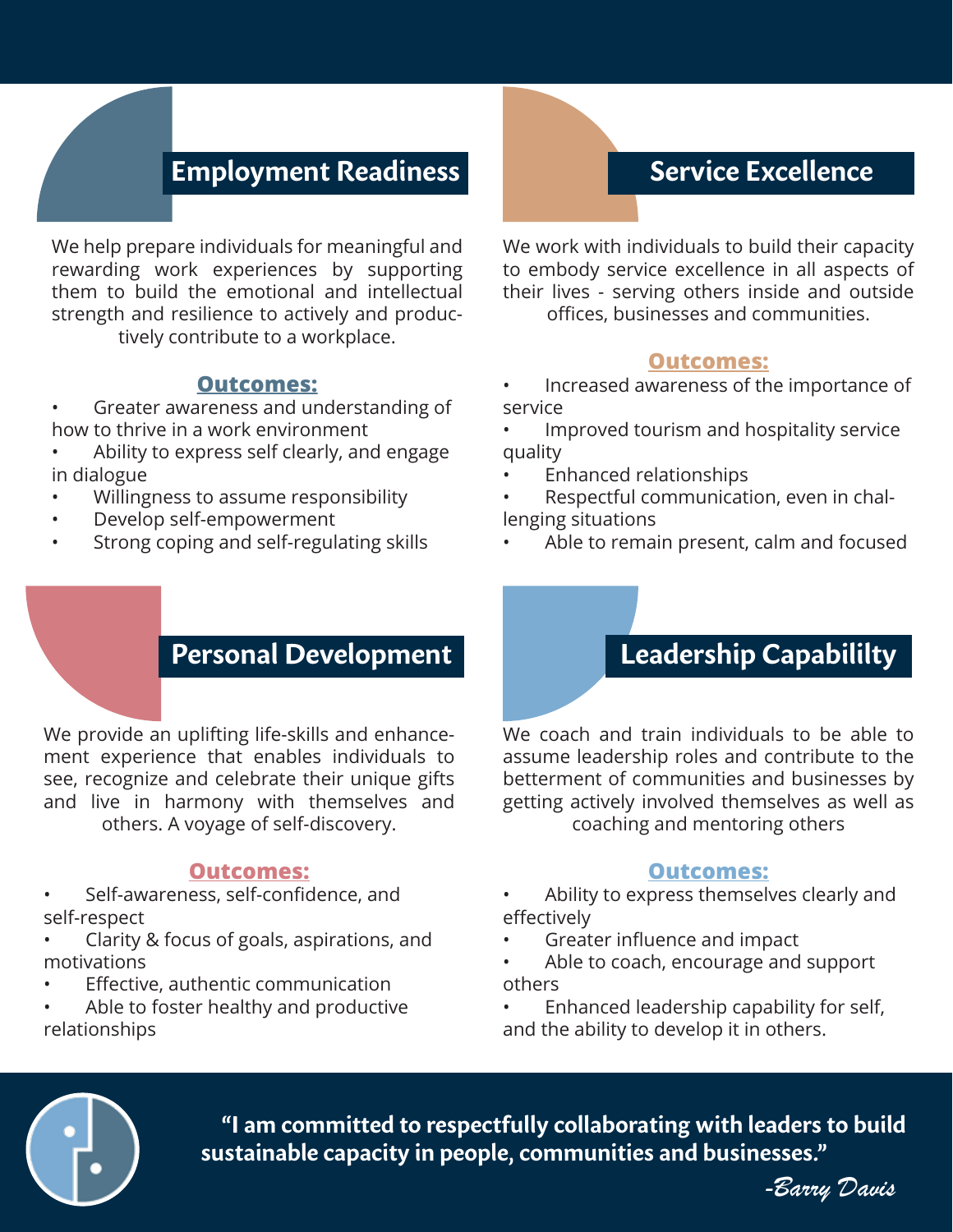## Employment Readiness

We help prepare individuals for meaningful and rewarding work experiences by supporting them to build the emotional and intellectual strength and resilience to actively and productively contribute to a workplace.

**Outcomes:**

- Greater awareness and understanding of how to thrive in a work environment
- Ability to express self clearly, and engage in dialogue
- Willingness to assume responsibility
- Develop self-empowerment
- Strong coping and self-regulating skills

## Service Excellence

We work with individuals to build their capacity to embody service excellence in all aspects of their lives - serving others inside and outside offices, businesses and communities.

**Outcomes:**

- Increased awareness of the importance of service
- Improved tourism and hospitality service quality
- Enhanced relationships
- Respectful communication, even in challenging situations
- Able to remain present, calm and focused

## Personal Development

We provide an uplifting life-skills and enhancement experience that enables individuals to see, recognize and celebrate their unique gifts and live in harmony with themselves and others. A voyage of self-discovery.

**Outcomes:**

- Self-awareness, self-confidence, and self-respect
- Clarity & focus of goals, aspirations, and motivations
- Effective, authentic communication
- Able to foster healthy and productive relationships

## Leadership Capabililty

We coach and train individuals to be able to assume leadership roles and contribute to the betterment of communities and businesses by getting actively involved themselves as well as coaching and mentoring others

**Outcomes:**

- Ability to express themselves clearly and effectively
- Greater influence and impact
- Able to coach, encourage and support others
- Enhanced leadership capability for self, and the ability to develop it in others.

**"I am committed to respectfully collaborating with leaders to build sustainable capacity in people, communities and businesses."**

*-Barry Davis*